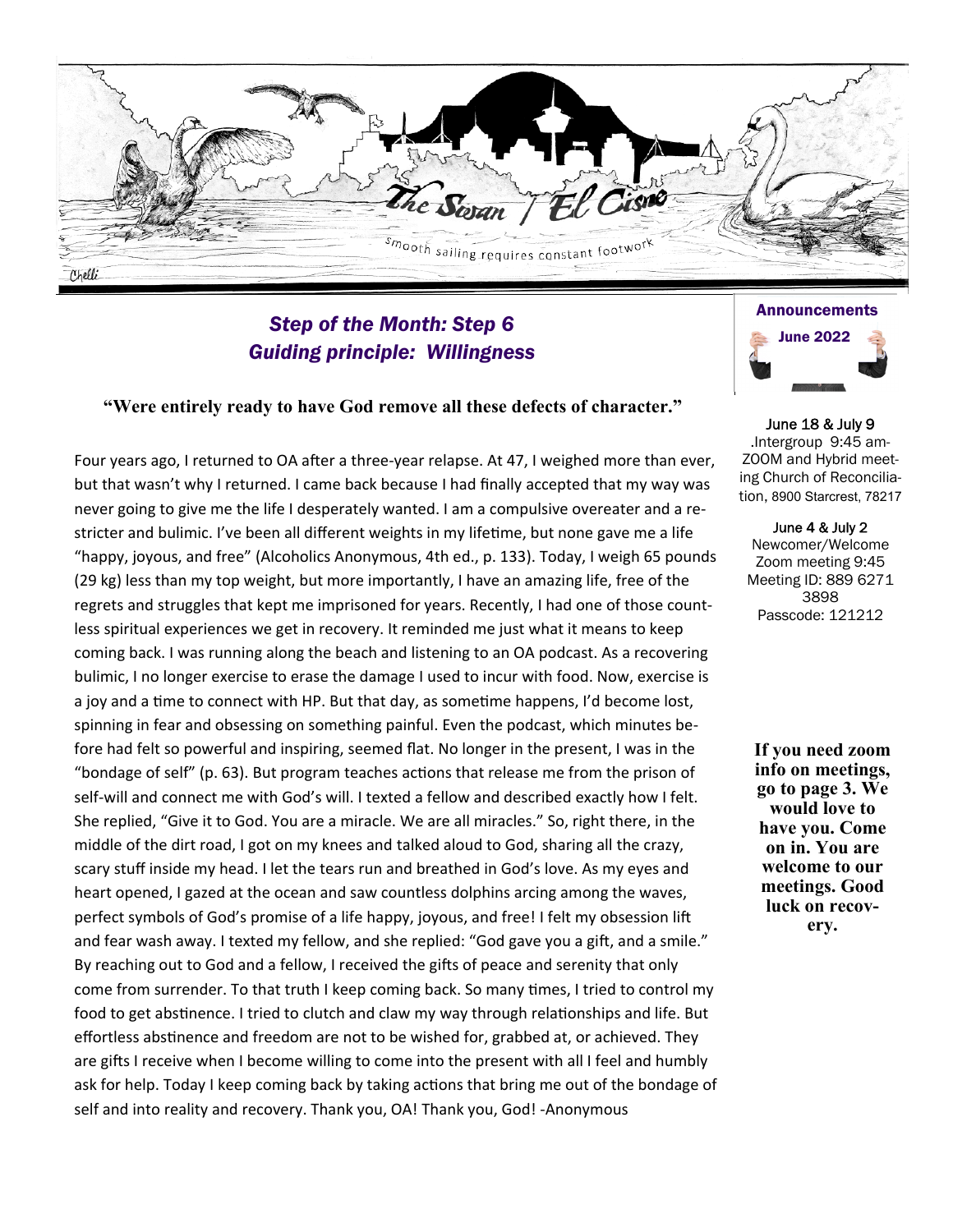# The Swan / El Cisne

*smooth sailing requires constant footwork*

Chelli

## *Step of the Month: Step 6*
## *Guiding principle: Willingness*

**"Were entirely ready to have God remove all these defects of character."**

Four years ago, I returned to OA after a three-year relapse. At 47, I weighed more than ever, but that wasn't why I returned. I came back because I had finally accepted that my way was never going to give me the life I desperately wanted. I am a compulsive overeater and a restricter and bulimic. I've been all different weights in my lifetime, but none gave me a life "happy, joyous, and free" (Alcoholics Anonymous, 4th ed., p. 133). Today, I weigh 65 pounds (29 kg) less than my top weight, but more importantly, I have an amazing life, free of the regrets and struggles that kept me imprisoned for years. Recently, I had one of those countless spiritual experiences we get in recovery. It reminded me just what it means to keep coming back. I was running along the beach and listening to an OA podcast. As a recovering bulimic, I no longer exercise to erase the damage I used to incur with food. Now, exercise is a joy and a time to connect with HP. But that day, as sometime happens, I'd become lost, spinning in fear and obsessing on something painful. Even the podcast, which minutes before had felt so powerful and inspiring, seemed flat. No longer in the present, I was in the "bondage of self" (p. 63). But program teaches actions that release me from the prison of self-will and connect me with God's will. I texted a fellow and described exactly how I felt. She replied, "Give it to God. You are a miracle. We are all miracles." So, right there, in the middle of the dirt road, I got on my knees and talked aloud to God, sharing all the crazy, scary stuff inside my head. I let the tears run and breathed in God's love. As my eyes and heart opened, I gazed at the ocean and saw countless dolphins arcing among the waves, perfect symbols of God's promise of a life happy, joyous, and free! I felt my obsession lift and fear wash away. I texted my fellow, and she replied: "God gave you a gift, and a smile." By reaching out to God and a fellow, I received the gifts of peace and serenity that only come from surrender. To that truth I keep coming back. So many times, I tried to control my food to get abstinence. I tried to clutch and claw my way through relationships and life. But effortless abstinence and freedom are not to be wished for, grabbed at, or achieved. They are gifts I receive when I become willing to come into the present with all I feel and humbly ask for help. Today I keep coming back by taking actions that bring me out of the bondage of self and into reality and recovery. Thank you, OA! Thank you, God! -Anonymous

### Announcements

**June 2022**

June 18 & July 9
.Intergroup 9:45 am-ZOOM and Hybrid meeting Church of Reconciliation, 8900 Starcrest, 78217

June 4 & July 2
Newcomer/Welcome Zoom meeting 9:45
Meeting ID: 889 6271 3898
Passcode: 121212

**If you need zoom info on meetings, go to page 3. We would love to have you. Come on in. You are welcome to our meetings. Good luck on recovery.**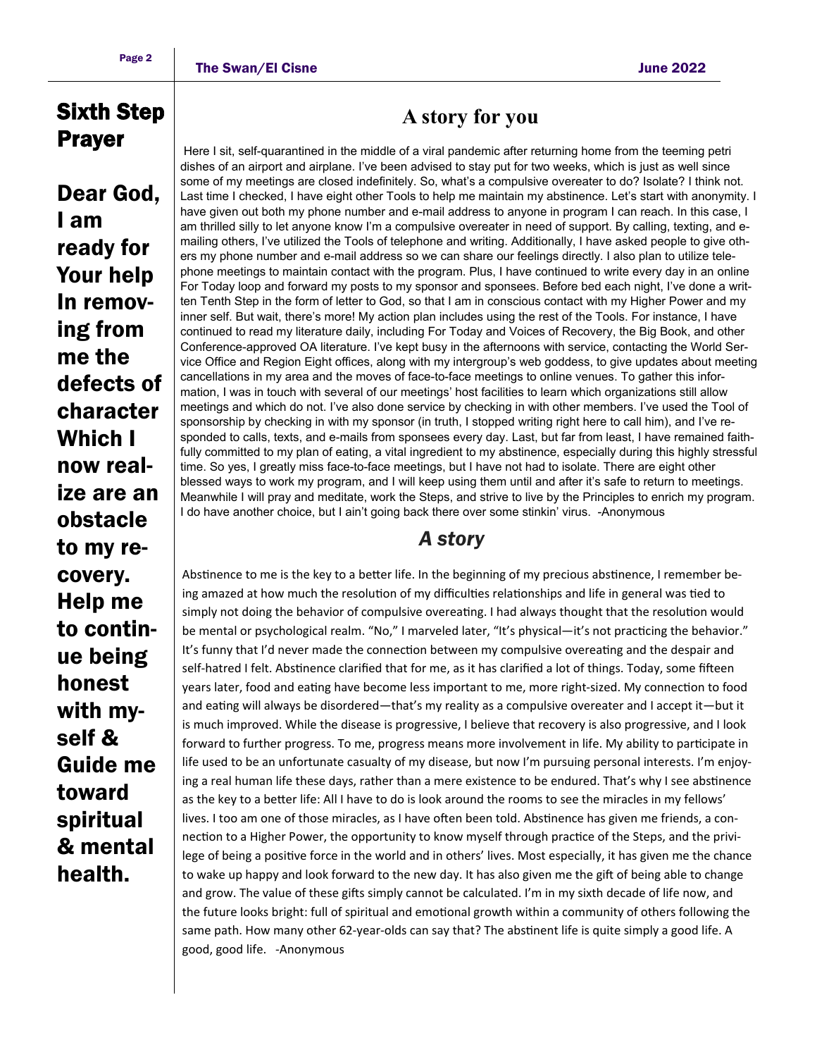## Sixth Step Prayer

**Dear God, I am ready for Your help In removing from me the defects of character Which I now realize are an obstacle to my recovery. Help me to continue being honest with myself & Guide me toward spiritual & mental health.**

## A story for you

Here I sit, self-quarantined in the middle of a viral pandemic after returning home from the teeming petri dishes of an airport and airplane. I've been advised to stay put for two weeks, which is just as well since some of my meetings are closed indefinitely. So, what's a compulsive overeater to do? Isolate? I think not. Last time I checked, I have eight other Tools to help me maintain my abstinence. Let's start with anonymity. I have given out both my phone number and e-mail address to anyone in program I can reach. In this case, I am thrilled silly to let anyone know I'm a compulsive overeater in need of support. By calling, texting, and e-mailing others, I've utilized the Tools of telephone and writing. Additionally, I have asked people to give others my phone number and e-mail address so we can share our feelings directly. I also plan to utilize telephone meetings to maintain contact with the program. Plus, I have continued to write every day in an online For Today loop and forward my posts to my sponsor and sponsees. Before bed each night, I've done a written Tenth Step in the form of letter to God, so that I am in conscious contact with my Higher Power and my inner self. But wait, there's more! My action plan includes using the rest of the Tools. For instance, I have continued to read my literature daily, including For Today and Voices of Recovery, the Big Book, and other Conference-approved OA literature. I've kept busy in the afternoons with service, contacting the World Service Office and Region Eight offices, along with my intergroup's web goddess, to give updates about meeting cancellations in my area and the moves of face-to-face meetings to online venues. To gather this information, I was in touch with several of our meetings' host facilities to learn which organizations still allow meetings and which do not. I've also done service by checking in with other members. I've used the Tool of sponsorship by checking in with my sponsor (in truth, I stopped writing right here to call him), and I've responded to calls, texts, and e-mails from sponsees every day. Last, but far from least, I have remained faithfully committed to my plan of eating, a vital ingredient to my abstinence, especially during this highly stressful time. So yes, I greatly miss face-to-face meetings, but I have not had to isolate. There are eight other blessed ways to work my program, and I will keep using them until and after it's safe to return to meetings. Meanwhile I will pray and meditate, work the Steps, and strive to live by the Principles to enrich my program. I do have another choice, but I ain't going back there over some stinkin' virus. -Anonymous

## *A story*

Abstinence to me is the key to a better life. In the beginning of my precious abstinence, I remember being amazed at how much the resolution of my difficulties relationships and life in general was tied to simply not doing the behavior of compulsive overeating. I had always thought that the resolution would be mental or psychological realm. "No," I marveled later, "It's physical—it's not practicing the behavior." It's funny that I'd never made the connection between my compulsive overeating and the despair and self-hatred I felt. Abstinence clarified that for me, as it has clarified a lot of things. Today, some fifteen years later, food and eating have become less important to me, more right-sized. My connection to food and eating will always be disordered—that's my reality as a compulsive overeater and I accept it—but it is much improved. While the disease is progressive, I believe that recovery is also progressive, and I look forward to further progress. To me, progress means more involvement in life. My ability to participate in life used to be an unfortunate casualty of my disease, but now I'm pursuing personal interests. I'm enjoying a real human life these days, rather than a mere existence to be endured. That's why I see abstinence as the key to a better life: All I have to do is look around the rooms to see the miracles in my fellows' lives. I too am one of those miracles, as I have often been told. Abstinence has given me friends, a connection to a Higher Power, the opportunity to know myself through practice of the Steps, and the privilege of being a positive force in the world and in others' lives. Most especially, it has given me the chance to wake up happy and look forward to the new day. It has also given me the gift of being able to change and grow. The value of these gifts simply cannot be calculated. I'm in my sixth decade of life now, and the future looks bright: full of spiritual and emotional growth within a community of others following the same path. How many other 62-year-olds can say that? The abstinent life is quite simply a good life. A good, good life. -Anonymous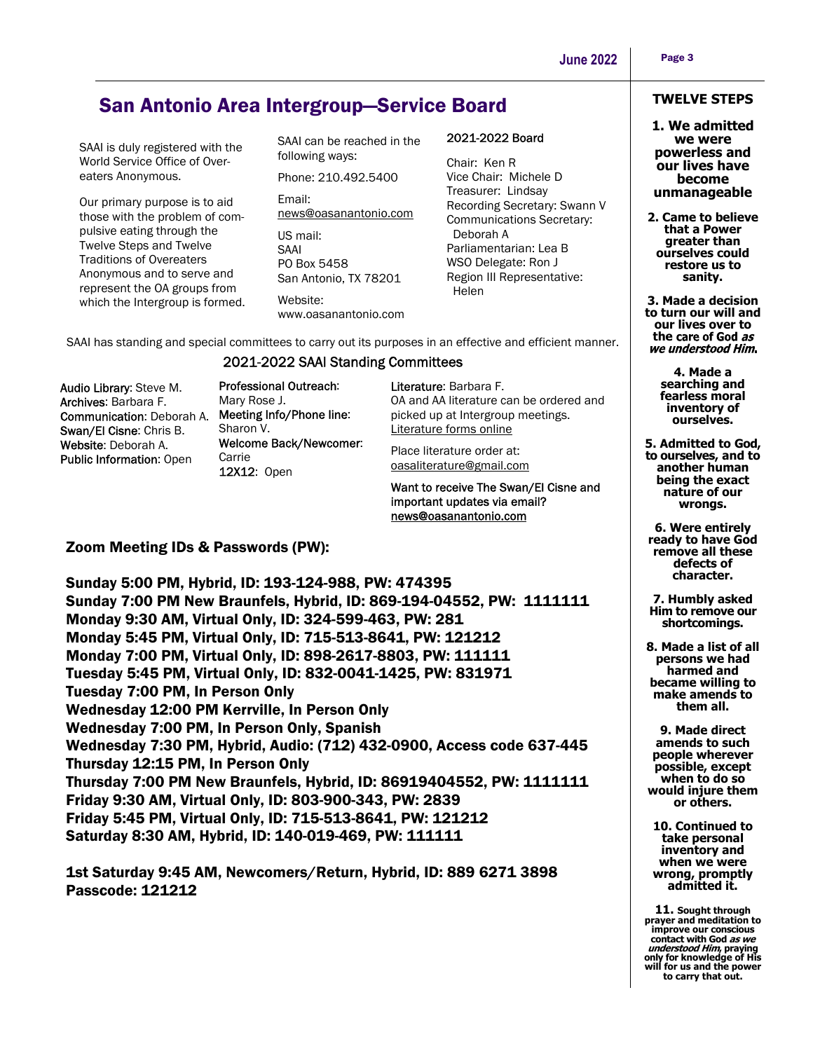# San Antonio Area Intergroup—Service Board

SAAI is duly registered with the World Service Office of Overeaters Anonymous.

Our primary purpose is to aid those with the problem of compulsive eating through the Twelve Steps and Twelve Traditions of Overeaters Anonymous and to serve and represent the OA groups from which the Intergroup is formed.

SAAI can be reached in the following ways:

Phone: 210.492.5400

Email:
news@oasanantonio.com

US mail:
SAAI
PO Box 5458
San Antonio, TX 78201

Website:
www.oasanantonio.com

2021-2022 Board

Chair: Ken R
Vice Chair: Michele D
Treasurer: Lindsay
Recording Secretary: Swann V
Communications Secretary: Deborah A
Parliamentarian: Lea B
WSO Delegate: Ron J
Region III Representative: Helen

SAAI has standing and special committees to carry out its purposes in an effective and efficient manner.

## 2021-2022 SAAI Standing Committees

Audio Library: Steve M.
Archives: Barbara F.
Communication: Deborah A.
Swan/El Cisne: Chris B.
Website: Deborah A.
Public Information: Open

Professional Outreach: Mary Rose J.
Meeting Info/Phone line: Sharon V.
Welcome Back/Newcomer: Carrie
12X12: Open

Literature: Barbara F.
OA and AA literature can be ordered and picked up at Intergroup meetings.
Literature forms online

Place literature order at:
oasaliterature@gmail.com

Want to receive The Swan/El Cisne and important updates via email?
news@oasanantonio.com

## Zoom Meeting IDs & Passwords (PW):

**Sunday 5:00 PM, Hybrid, ID: 193-124-988, PW: 474395**
**Sunday 7:00 PM New Braunfels, Hybrid, ID: 869-194-04552, PW: 1111111**
**Monday 9:30 AM, Virtual Only, ID: 324-599-463, PW: 281**
**Monday 5:45 PM, Virtual Only, ID: 715-513-8641, PW: 121212**
**Monday 7:00 PM, Virtual Only, ID: 898-2617-8803, PW: 111111**
**Tuesday 5:45 PM, Virtual Only, ID: 832-0041-1425, PW: 831971**
**Tuesday 7:00 PM, In Person Only**
**Wednesday 12:00 PM Kerrville, In Person Only**
**Wednesday 7:00 PM, In Person Only, Spanish**
**Wednesday 7:30 PM, Hybrid, Audio: (712) 432-0900, Access code 637-445**
**Thursday 12:15 PM, In Person Only**
**Thursday 7:00 PM New Braunfels, Hybrid, ID: 86919404552, PW: 1111111**
**Friday 9:30 AM, Virtual Only, ID: 803-900-343, PW: 2839**
**Friday 5:45 PM, Virtual Only, ID: 715-513-8641, PW: 121212**
**Saturday 8:30 AM, Hybrid, ID: 140-019-469, PW: 111111**

**1st Saturday 9:45 AM, Newcomers/Return, Hybrid, ID: 889 6271 3898**
**Passcode: 121212**

## TWELVE STEPS

**1. We admitted we were powerless and our lives have become unmanageable**

**2. Came to believe that a Power greater than ourselves could restore us to sanity.**

**3. Made a decision to turn our will and our lives over to the care of God *as we understood Him*.**

**4. Made a searching and fearless moral inventory of ourselves.**

**5. Admitted to God, to ourselves, and to another human being the exact nature of our wrongs.**

**6. Were entirely ready to have God remove all these defects of character.**

**7. Humbly asked Him to remove our shortcomings.**

**8. Made a list of all persons we had harmed and became willing to make amends to them all.**

**9. Made direct amends to such people wherever possible, except when to do so would injure them or others.**

**10. Continued to take personal inventory and when we were wrong, promptly admitted it.**

**11. Sought through prayer and meditation to improve our conscious contact with God *as we understood Him*, praying only for knowledge of His will for us and the power to carry that out.**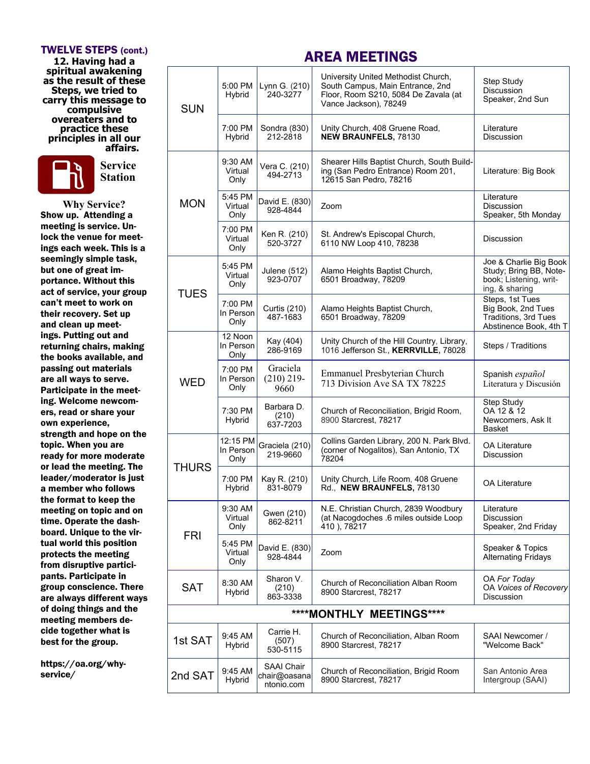## TWELVE STEPS (cont.)

**12. Having had a spiritual awakening as the result of these Steps, we tried to carry this message to compulsive overeaters and to practice these principles in all our affairs.**

### Service Station

**Why Service?**

**Show up. Attending a meeting is service. Unlock the venue for meetings each week. This is a seemingly simple task, but one of great importance. Without this act of service, your group can't meet to work on their recovery. Set up and clean up meetings. Putting out and returning chairs, making the books available, and passing out materials are all ways to serve. Participate in the meeting. Welcome newcomers, read or share your own experience, strength and hope on the topic. When you are ready for more moderate or lead the meeting. The leader/moderator is just a member who follows the format to keep the meeting on topic and on time. Operate the dashboard. Unique to the virtual world this position protects the meeting from disruptive participants. Participate in group conscience. There are always different ways of doing things and the meeting members decide together what is best for the group.**

**https://oa.org/why-service/**

# AREA MEETINGS

| | | | | |
|---|---|---|---|---|
| SUN | 5:00 PM Hybrid | Lynn G. (210) 240-3277 | University United Methodist Church, South Campus, Main Entrance, 2nd Floor, Room S210, 5084 De Zavala (at Vance Jackson), 78249 | Step Study Discussion Speaker, 2nd Sun |
| | 7:00 PM Hybrid | Sondra (830) 212-2818 | Unity Church, 408 Gruene Road, **NEW BRAUNFELS,** 78130 | Literature Discussion |
| MON | 9:30 AM Virtual Only | Vera C. (210) 494-2713 | Shearer Hills Baptist Church, South Building (San Pedro Entrance) Room 201, 12615 San Pedro, 78216 | Literature: Big Book |
| | 5:45 PM Virtual Only | David E. (830) 928-4844 | Zoom | Literature Discussion Speaker, 5th Monday |
| | 7:00 PM Virtual Only | Ken R. (210) 520-3727 | St. Andrew's Episcopal Church, 6110 NW Loop 410, 78238 | Discussion |
| TUES | 5:45 PM Virtual Only | Julene (512) 923-0707 | Alamo Heights Baptist Church, 6501 Broadway, 78209 | Joe & Charlie Big Book Study; Bring BB, Notebook; Listening, writing, & sharing |
| | 7:00 PM In Person Only | Curtis (210) 487-1683 | Alamo Heights Baptist Church, 6501 Broadway, 78209 | Steps, 1st Tues Big Book, 2nd Tues Traditions, 3rd Tues Abstinence Book, 4th T |
| WED | 12 Noon In Person Only | Kay (404) 286-9169 | Unity Church of the Hill Country, Library, 1016 Jefferson St., **KERRVILLE,** 78028 | Steps / Traditions |
| | 7:00 PM In Person Only | Graciela (210) 219-9660 | Emmanuel Presbyterian Church 713 Division Ave SA TX 78225 | Spanish *español* Literatura y Discusión |
| | 7:30 PM Hybrid | Barbara D. (210) 637-7203 | Church of Reconciliation, Brigid Room, 8900 Starcrest, 78217 | Step Study OA 12 & 12 Newcomers, Ask It Basket |
| THURS | 12:15 PM In Person Only | Graciela (210) 219-9660 | Collins Garden Library, 200 N. Park Blvd. (corner of Nogalitos), San Antonio, TX 78204 | OA Literature Discussion |
| | 7:00 PM Hybrid | Kay R. (210) 831-8079 | Unity Church, Life Room, 408 Gruene Rd., **NEW BRAUNFELS,** 78130 | OA Literature |
| FRI | 9:30 AM Virtual Only | Gwen (210) 862-8211 | N.E. Christian Church, 2839 Woodbury (at Nacogdoches .6 miles outside Loop 410 ), 78217 | Literature Discussion Speaker, 2nd Friday |
| | 5:45 PM Virtual Only | David E. (830) 928-4844 | Zoom | Speaker & Topics Alternating Fridays |
| SAT | 8:30 AM Hybrid | Sharon V. (210) 863-3338 | Church of Reconciliation Alban Room 8900 Starcrest, 78217 | OA *For Today* OA *Voices of Recovery* Discussion |
| **\*\*\*\*MONTHLY MEETINGS\*\*\*\*** | | | | |
| 1st SAT | 9:45 AM Hybrid | Carrie H. (507) 530-5115 | Church of Reconciliation, Alban Room 8900 Starcrest, 78217 | SAAI Newcomer / "Welcome Back" |
| 2nd SAT | 9:45 AM Hybrid | SAAI Chair chair@oasanantonio.com | Church of Reconciliation, Brigid Room 8900 Starcrest, 78217 | San Antonio Area Intergroup (SAAI) |